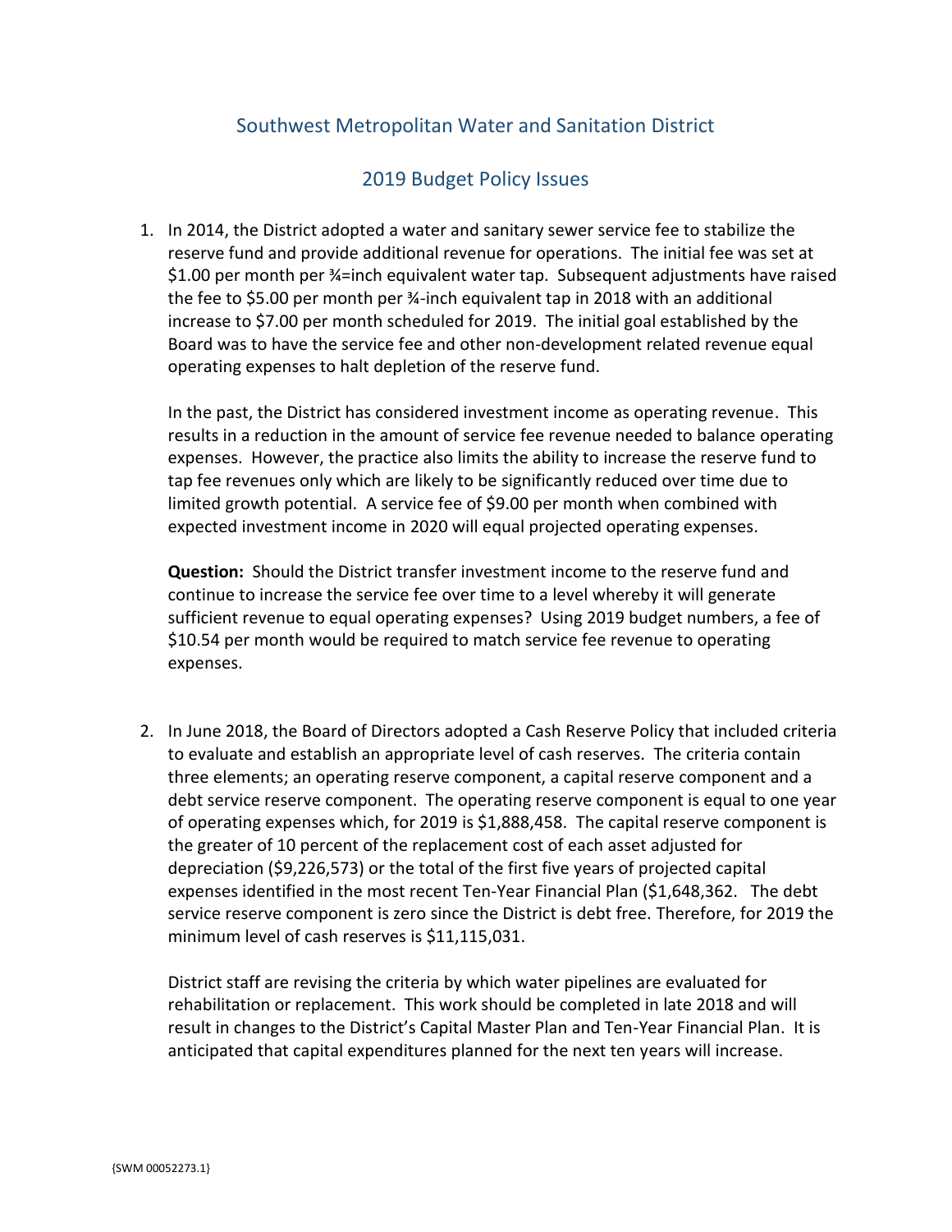# Southwest Metropolitan Water and Sanitation District

## 2019 Budget Policy Issues

1. In 2014, the District adopted a water and sanitary sewer service fee to stabilize the reserve fund and provide additional revenue for operations. The initial fee was set at $1.00 per month per ¾=inch equivalent water tap. Subsequent adjustments have raised the fee to $5.00 per month per ¾-inch equivalent tap in 2018 with an additional increase to $7.00 per month scheduled for 2019. The initial goal established by the Board was to have the service fee and other non-development related revenue equal operating expenses to halt depletion of the reserve fund.

   In the past, the District has considered investment income as operating revenue. This results in a reduction in the amount of service fee revenue needed to balance operating expenses. However, the practice also limits the ability to increase the reserve fund to tap fee revenues only which are likely to be significantly reduced over time due to limited growth potential. A service fee of $9.00 per month when combined with expected investment income in 2020 will equal projected operating expenses.

   **Question:** Should the District transfer investment income to the reserve fund and continue to increase the service fee over time to a level whereby it will generate sufficient revenue to equal operating expenses? Using 2019 budget numbers, a fee of $10.54 per month would be required to match service fee revenue to operating expenses.

2. In June 2018, the Board of Directors adopted a Cash Reserve Policy that included criteria to evaluate and establish an appropriate level of cash reserves. The criteria contain three elements; an operating reserve component, a capital reserve component and a debt service reserve component. The operating reserve component is equal to one year of operating expenses which, for 2019 is $1,888,458. The capital reserve component is the greater of 10 percent of the replacement cost of each asset adjusted for depreciation ($9,226,573) or the total of the first five years of projected capital expenses identified in the most recent Ten-Year Financial Plan ($1,648,362. The debt service reserve component is zero since the District is debt free. Therefore, for 2019 the minimum level of cash reserves is $11,115,031.

   District staff are revising the criteria by which water pipelines are evaluated for rehabilitation or replacement. This work should be completed in late 2018 and will result in changes to the District's Capital Master Plan and Ten-Year Financial Plan. It is anticipated that capital expenditures planned for the next ten years will increase.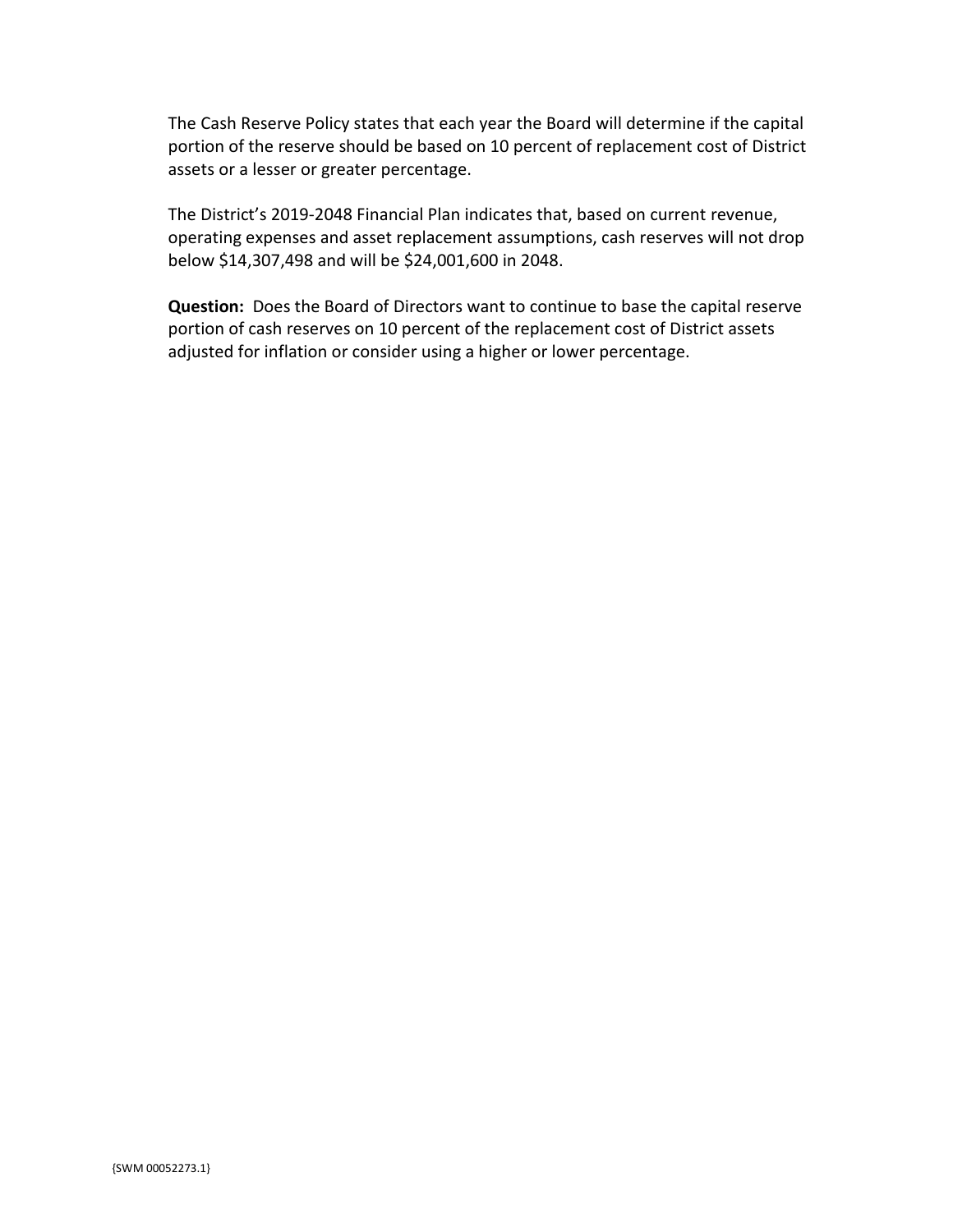The Cash Reserve Policy states that each year the Board will determine if the capital portion of the reserve should be based on 10 percent of replacement cost of District assets or a lesser or greater percentage.

The District's 2019-2048 Financial Plan indicates that, based on current revenue, operating expenses and asset replacement assumptions, cash reserves will not drop below $14,307,498 and will be $24,001,600 in 2048.

**Question:** Does the Board of Directors want to continue to base the capital reserve portion of cash reserves on 10 percent of the replacement cost of District assets adjusted for inflation or consider using a higher or lower percentage.

{SWM 00052273.1}